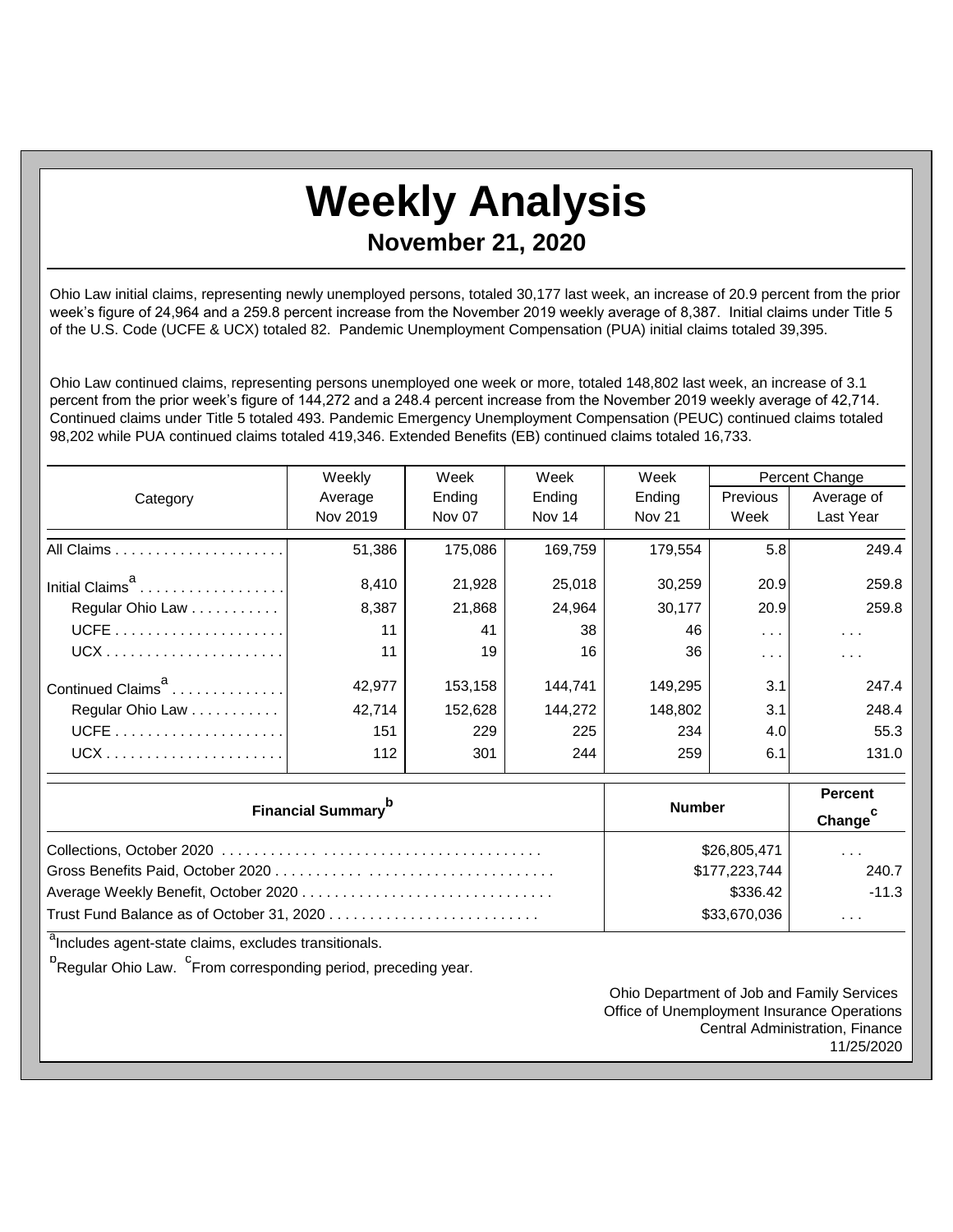# Weekly Analysis

## November 21, 2020

Ohio Law initial claims, representing newly unemployed persons, totaled 30,177 last week, an increase of 20.9 percent from the prior week's figure of 24,964 and a 259.8 percent increase from the November 2019 weekly average of 8,387. Initial claims under Title 5 of the U.S. Code (UCFE & UCX) totaled 82. Pandemic Unemployment Compensation (PUA) initial claims totaled 39,395.

Ohio Law continued claims, representing persons unemployed one week or more, totaled 148,802 last week, an increase of 3.1 percent from the prior week's figure of 144,272 and a 248.4 percent increase from the November 2019 weekly average of 42,714. Continued claims under Title 5 totaled 493. Pandemic Emergency Unemployment Compensation (PEUC) continued claims totaled 98,202 while PUA continued claims totaled 419,346. Extended Benefits (EB) continued claims totaled 16,733.

| Category | Weekly Average Nov 2019 | Week Ending Nov 07 | Week Ending Nov 14 | Week Ending Nov 21 | Percent Change Previous Week | Percent Change Average of Last Year |
|---|---|---|---|---|---|---|
| All Claims | 51,386 | 175,086 | 169,759 | 179,554 | 5.8 | 249.4 |
| Initial Claims[a] | 8,410 | 21,928 | 25,018 | 30,259 | 20.9 | 259.8 |
| Regular Ohio Law | 8,387 | 21,868 | 24,964 | 30,177 | 20.9 | 259.8 |
| UCFE | 11 | 41 | 38 | 46 | . . . | . . . |
| UCX | 11 | 19 | 16 | 36 | . . . | . . . |
| Continued Claims[a] | 42,977 | 153,158 | 144,741 | 149,295 | 3.1 | 247.4 |
| Regular Ohio Law | 42,714 | 152,628 | 144,272 | 148,802 | 3.1 | 248.4 |
| UCFE | 151 | 229 | 225 | 234 | 4.0 | 55.3 |
| UCX | 112 | 301 | 244 | 259 | 6.1 | 131.0 |

| Financial Summary[b] | Number | Percent Change[c] |
|---|---|---|
| Collections, October 2020 | $26,805,471 | . . . |
| Gross Benefits Paid, October 2020 | $177,223,744 | 240.7 |
| Average Weekly Benefit, October 2020 | $336.42 | -11.3 |
| Trust Fund Balance as of October 31, 2020 | $33,670,036 | . . . |

[a]Includes agent-state claims, excludes transitionals.

[b]Regular Ohio Law. [c]From corresponding period, preceding year.

Ohio Department of Job and Family Services
Office of Unemployment Insurance Operations
Central Administration, Finance
11/25/2020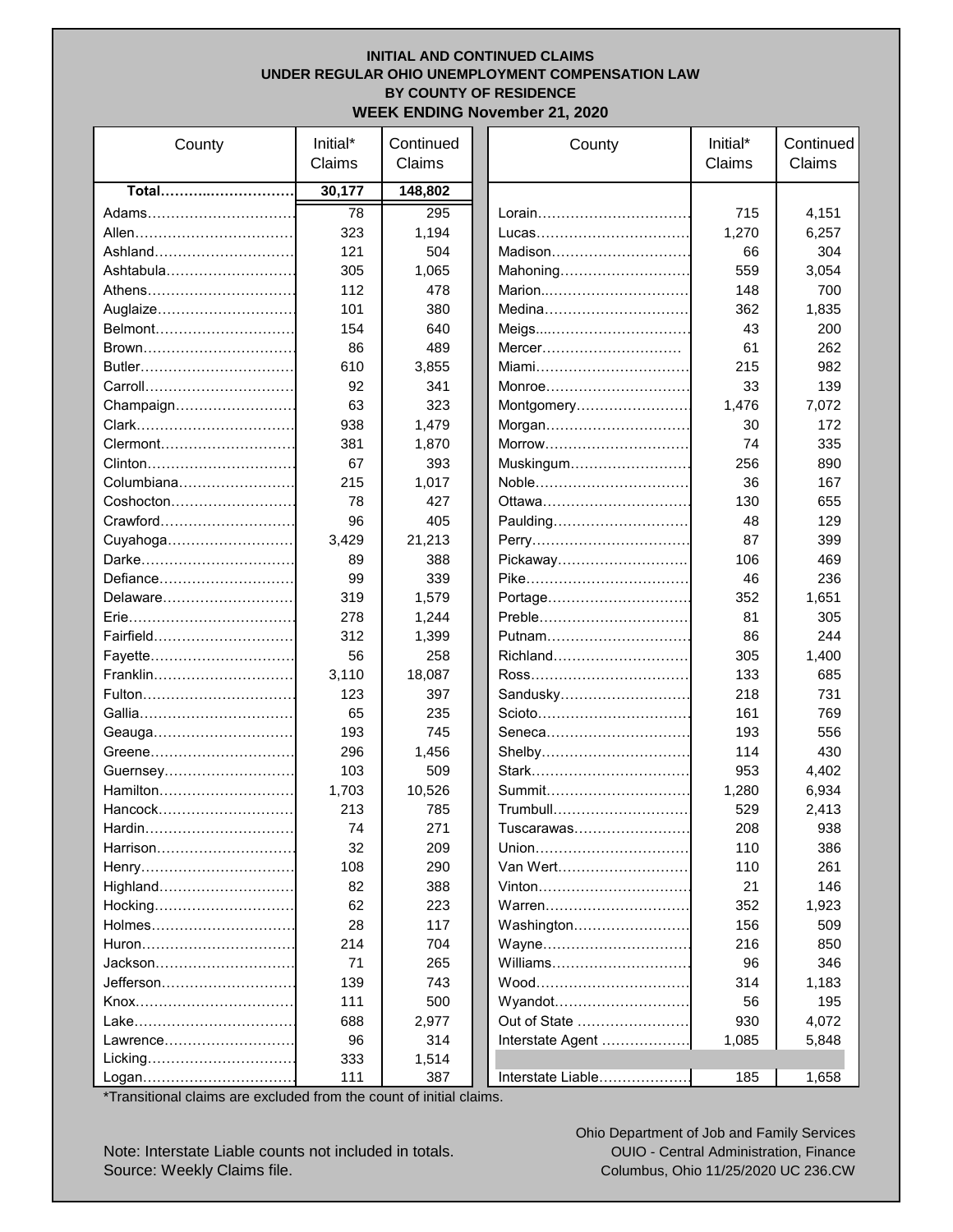**INITIAL AND CONTINUED CLAIMS**
**UNDER REGULAR OHIO UNEMPLOYMENT COMPENSATION LAW**
**BY COUNTY OF RESIDENCE**
**WEEK ENDING November 21, 2020**

| County | Initial* Claims | Continued Claims | County | Initial* Claims | Continued Claims |
|---|---|---|---|---|---|
| **Total** | **30,177** | **148,802** | | | |
| Adams | 78 | 295 | Lorain | 715 | 4,151 |
| Allen | 323 | 1,194 | Lucas | 1,270 | 6,257 |
| Ashland | 121 | 504 | Madison | 66 | 304 |
| Ashtabula | 305 | 1,065 | Mahoning | 559 | 3,054 |
| Athens | 112 | 478 | Marion | 148 | 700 |
| Auglaize | 101 | 380 | Medina | 362 | 1,835 |
| Belmont | 154 | 640 | Meigs | 43 | 200 |
| Brown | 86 | 489 | Mercer | 61 | 262 |
| Butler | 610 | 3,855 | Miami | 215 | 982 |
| Carroll | 92 | 341 | Monroe | 33 | 139 |
| Champaign | 63 | 323 | Montgomery | 1,476 | 7,072 |
| Clark | 938 | 1,479 | Morgan | 30 | 172 |
| Clermont | 381 | 1,870 | Morrow | 74 | 335 |
| Clinton | 67 | 393 | Muskingum | 256 | 890 |
| Columbiana | 215 | 1,017 | Noble | 36 | 167 |
| Coshocton | 78 | 427 | Ottawa | 130 | 655 |
| Crawford | 96 | 405 | Paulding | 48 | 129 |
| Cuyahoga | 3,429 | 21,213 | Perry | 87 | 399 |
| Darke | 89 | 388 | Pickaway | 106 | 469 |
| Defiance | 99 | 339 | Pike | 46 | 236 |
| Delaware | 319 | 1,579 | Portage | 352 | 1,651 |
| Erie | 278 | 1,244 | Preble | 81 | 305 |
| Fairfield | 312 | 1,399 | Putnam | 86 | 244 |
| Fayette | 56 | 258 | Richland | 305 | 1,400 |
| Franklin | 3,110 | 18,087 | Ross | 133 | 685 |
| Fulton | 123 | 397 | Sandusky | 218 | 731 |
| Gallia | 65 | 235 | Scioto | 161 | 769 |
| Geauga | 193 | 745 | Seneca | 193 | 556 |
| Greene | 296 | 1,456 | Shelby | 114 | 430 |
| Guernsey | 103 | 509 | Stark | 953 | 4,402 |
| Hamilton | 1,703 | 10,526 | Summit | 1,280 | 6,934 |
| Hancock | 213 | 785 | Trumbull | 529 | 2,413 |
| Hardin | 74 | 271 | Tuscarawas | 208 | 938 |
| Harrison | 32 | 209 | Union | 110 | 386 |
| Henry | 108 | 290 | Van Wert | 110 | 261 |
| Highland | 82 | 388 | Vinton | 21 | 146 |
| Hocking | 62 | 223 | Warren | 352 | 1,923 |
| Holmes | 28 | 117 | Washington | 156 | 509 |
| Huron | 214 | 704 | Wayne | 216 | 850 |
| Jackson | 71 | 265 | Williams | 96 | 346 |
| Jefferson | 139 | 743 | Wood | 314 | 1,183 |
| Knox | 111 | 500 | Wyandot | 56 | 195 |
| Lake | 688 | 2,977 | Out of State | 930 | 4,072 |
| Lawrence | 96 | 314 | Interstate Agent | 1,085 | 5,848 |
| Licking | 333 | 1,514 | | | |
| Logan | 111 | 387 | Interstate Liable | 185 | 1,658 |

*Transitional claims are excluded from the count of initial claims.

Note: Interstate Liable counts not included in totals.
Source: Weekly Claims file.

Ohio Department of Job and Family Services
OUIO - Central Administration, Finance
Columbus, Ohio 11/25/2020 UC 236.CW